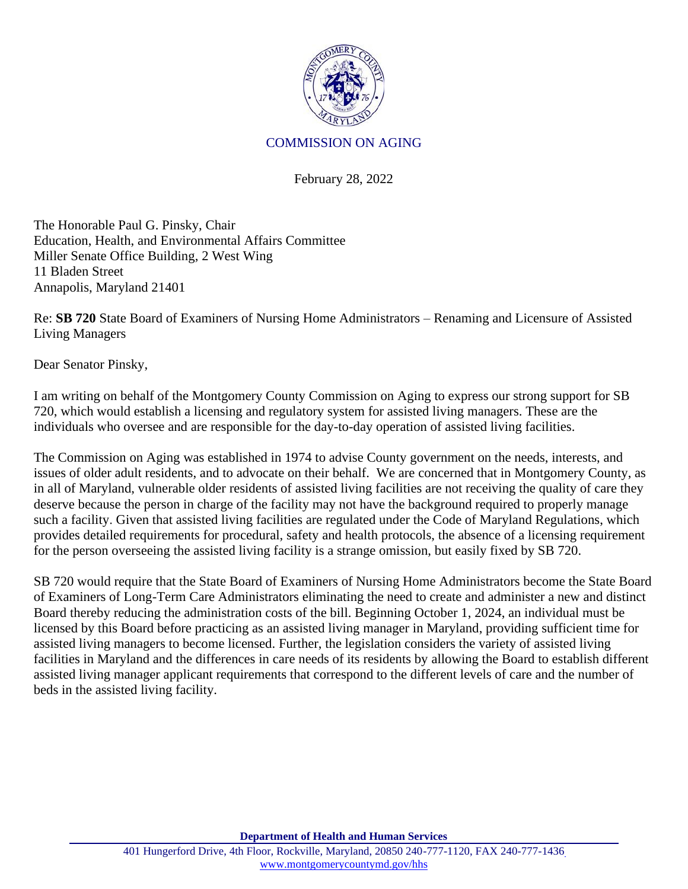COMMISSION ON AGING

February 28, 2022

The Honorable Paul G. Pinsky, Chair
Education, Health, and Environmental Affairs Committee
Miller Senate Office Building, 2 West Wing
11 Bladen Street
Annapolis, Maryland 21401

Re: **SB 720** State Board of Examiners of Nursing Home Administrators – Renaming and Licensure of Assisted Living Managers

Dear Senator Pinsky,

I am writing on behalf of the Montgomery County Commission on Aging to express our strong support for SB 720, which would establish a licensing and regulatory system for assisted living managers. These are the individuals who oversee and are responsible for the day-to-day operation of assisted living facilities.

The Commission on Aging was established in 1974 to advise County government on the needs, interests, and issues of older adult residents, and to advocate on their behalf. We are concerned that in Montgomery County, as in all of Maryland, vulnerable older residents of assisted living facilities are not receiving the quality of care they deserve because the person in charge of the facility may not have the background required to properly manage such a facility. Given that assisted living facilities are regulated under the Code of Maryland Regulations, which provides detailed requirements for procedural, safety and health protocols, the absence of a licensing requirement for the person overseeing the assisted living facility is a strange omission, but easily fixed by SB 720.

SB 720 would require that the State Board of Examiners of Nursing Home Administrators become the State Board of Examiners of Long-Term Care Administrators eliminating the need to create and administer a new and distinct Board thereby reducing the administration costs of the bill. Beginning October 1, 2024, an individual must be licensed by this Board before practicing as an assisted living manager in Maryland, providing sufficient time for assisted living managers to become licensed. Further, the legislation considers the variety of assisted living facilities in Maryland and the differences in care needs of its residents by allowing the Board to establish different assisted living manager applicant requirements that correspond to the different levels of care and the number of beds in the assisted living facility.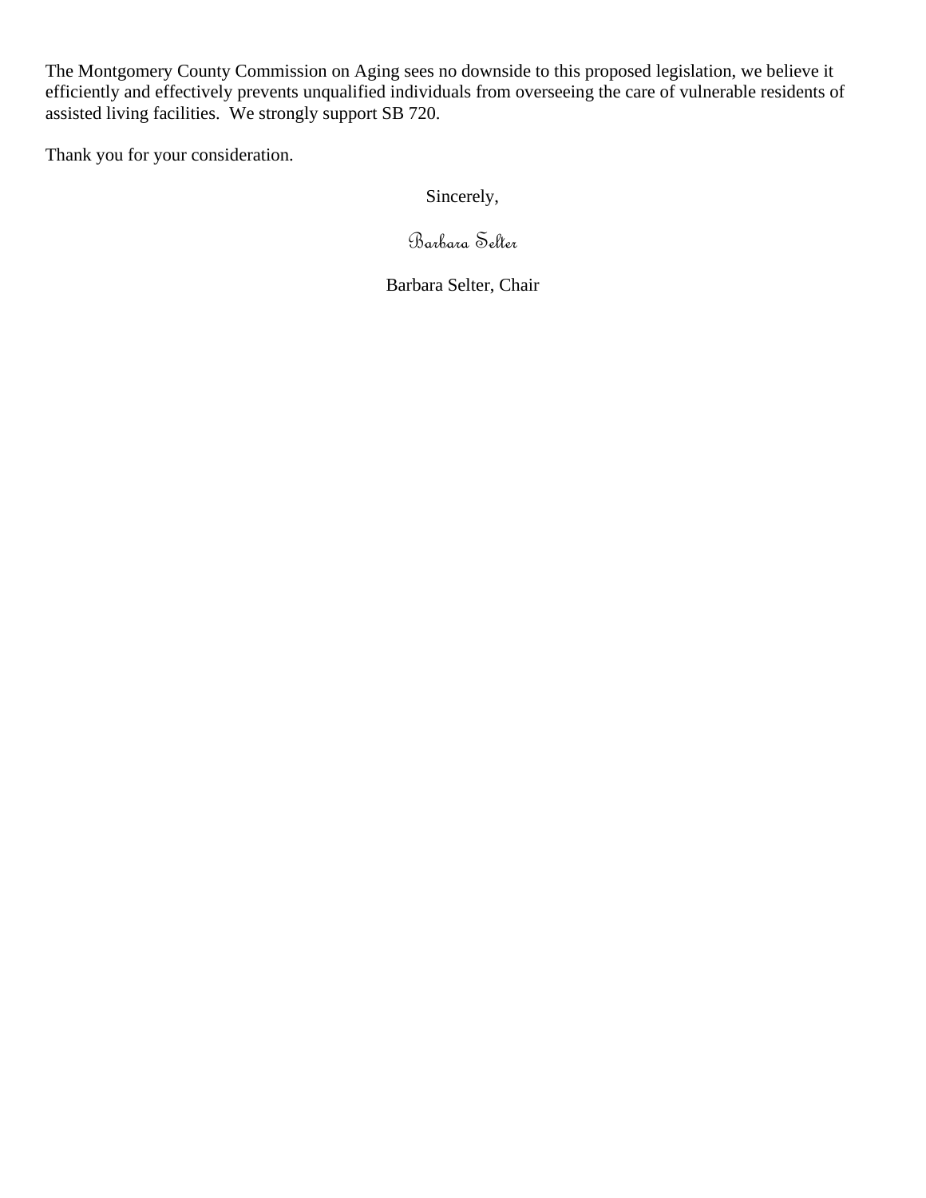The Montgomery County Commission on Aging sees no downside to this proposed legislation, we believe it efficiently and effectively prevents unqualified individuals from overseeing the care of vulnerable residents of assisted living facilities. We strongly support SB 720.

Thank you for your consideration.

Sincerely,

*Barbara Selter*

Barbara Selter, Chair